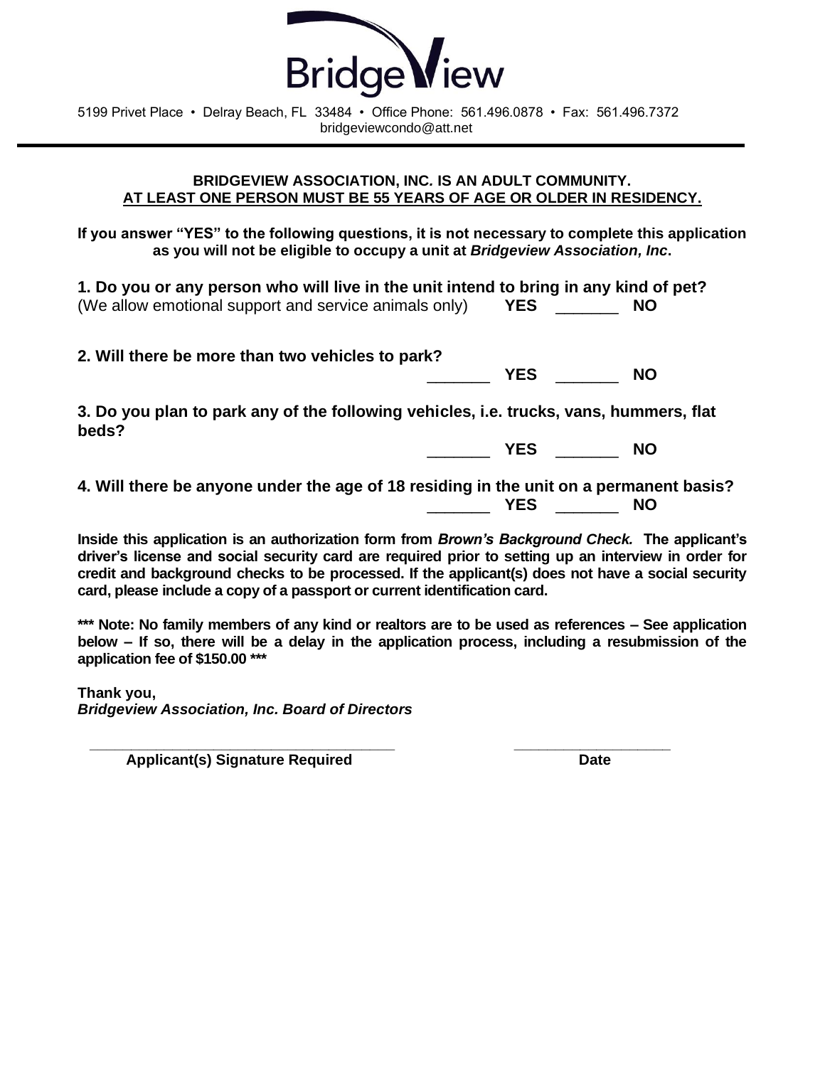# BridgeView

5199 Privet Place • Delray Beach, FL 33484 • Office Phone: 561.496.0878 • Fax: 561.496.7372
bridgeviewcondo@att.net

---

**BRIDGEVIEW ASSOCIATION, INC. IS AN ADULT COMMUNITY.**
**AT LEAST ONE PERSON MUST BE 55 YEARS OF AGE OR OLDER IN RESIDENCY.**

**If you answer "YES" to the following questions, it is not necessary to complete this application as you will not be eligible to occupy a unit at *Bridgeview Association, Inc*.**

**1. Do you or any person who will live in the unit intend to bring in any kind of pet?**
(We allow emotional support and service animals only) **YES** _______ **NO**

**2. Will there be more than two vehicles to park?**
_______ **YES** _______ **NO**

**3. Do you plan to park any of the following vehicles, i.e. trucks, vans, hummers, flat beds?**
_______ **YES** _______ **NO**

**4. Will there be anyone under the age of 18 residing in the unit on a permanent basis?**
_______ **YES** _______ **NO**

**Inside this application is an authorization form from *Brown's Background Check.* The applicant's driver's license and social security card are required prior to setting up an interview in order for credit and background checks to be processed. If the applicant(s) does not have a social security card, please include a copy of a passport or current identification card.**

**\*\*\* Note: No family members of any kind or realtors are to be used as references – See application below – If so, there will be a delay in the application process, including a resubmission of the application fee of $150.00 \*\*\***

**Thank you,**
***Bridgeview Association, Inc. Board of Directors***

_____________________________________ ___________________
**Applicant(s) Signature Required** **Date**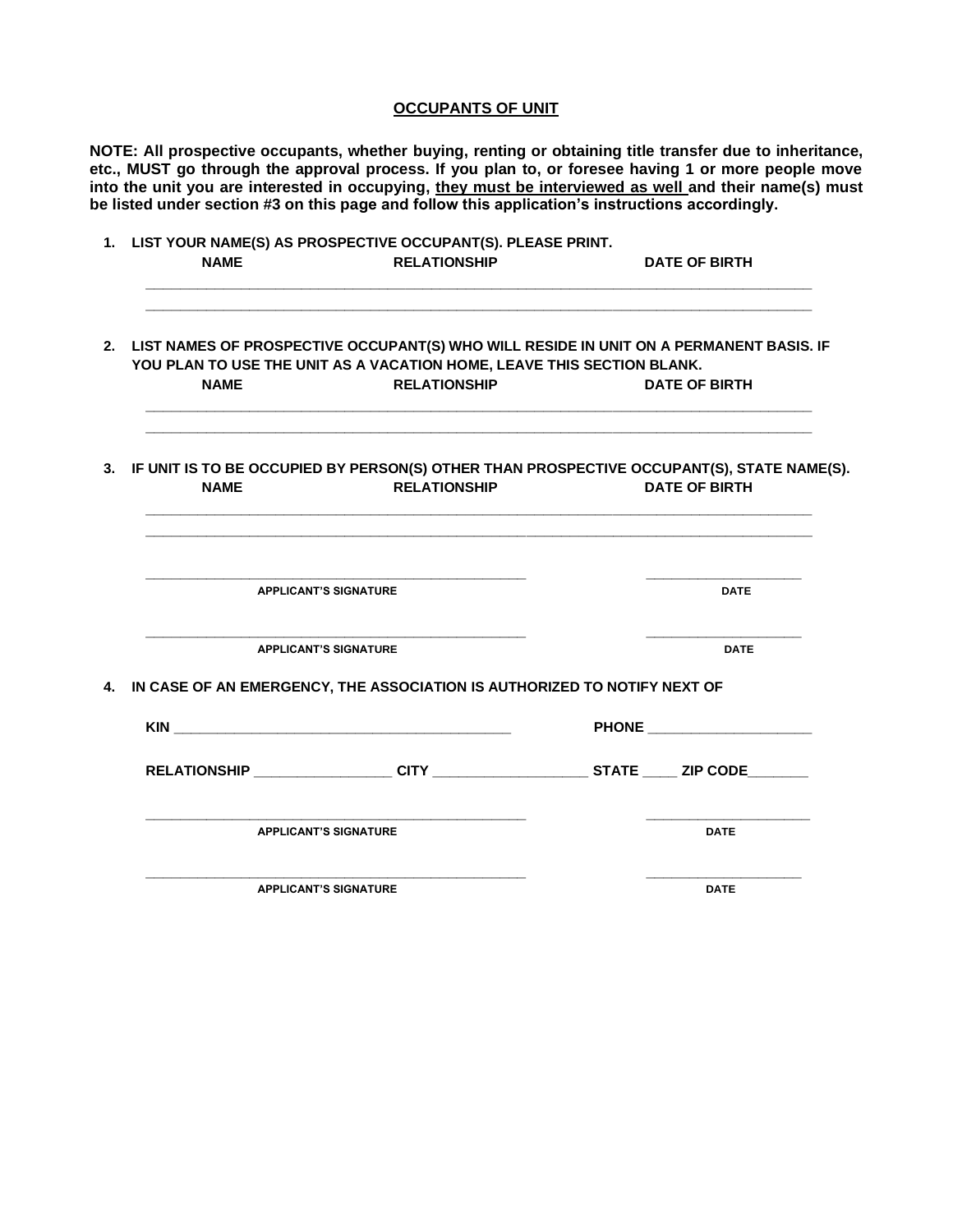## OCCUPANTS OF UNIT

**NOTE: All prospective occupants, whether buying, renting or obtaining title transfer due to inheritance, etc., MUST go through the approval process. If you plan to, or foresee having 1 or more people move into the unit you are interested in occupying, <u>they must be interviewed as well</u> and their name(s) must be listed under section #3 on this page and follow this application's instructions accordingly.**

1. **LIST YOUR NAME(S) AS PROSPECTIVE OCCUPANT(S). PLEASE PRINT.**

| NAME | RELATIONSHIP | DATE OF BIRTH |
|---|---|---|
| | | |
| | | |

2. **LIST NAMES OF PROSPECTIVE OCCUPANT(S) WHO WILL RESIDE IN UNIT ON A PERMANENT BASIS. IF YOU PLAN TO USE THE UNIT AS A VACATION HOME, LEAVE THIS SECTION BLANK.**

| NAME | RELATIONSHIP | DATE OF BIRTH |
|---|---|---|
| | | |
| | | |

3. **IF UNIT IS TO BE OCCUPIED BY PERSON(S) OTHER THAN PROSPECTIVE OCCUPANT(S), STATE NAME(S).**

| NAME | RELATIONSHIP | DATE OF BIRTH |
|---|---|---|
| | | |
| | | |

_______________________________________ &nbsp;&nbsp;&nbsp;&nbsp; ____________________

**APPLICANT'S SIGNATURE** &nbsp;&nbsp;&nbsp;&nbsp; **DATE**

_______________________________________ &nbsp;&nbsp;&nbsp;&nbsp; ____________________

**APPLICANT'S SIGNATURE** &nbsp;&nbsp;&nbsp;&nbsp; **DATE**

4. **IN CASE OF AN EMERGENCY, THE ASSOCIATION IS AUTHORIZED TO NOTIFY NEXT OF**

**KIN** ____________________________________________ **PHONE** ____________________

**RELATIONSHIP** _________________ **CITY** ___________________ **STATE** ____ **ZIP CODE**_______

_______________________________________ &nbsp;&nbsp;&nbsp;&nbsp; ____________________

**APPLICANT'S SIGNATURE** &nbsp;&nbsp;&nbsp;&nbsp; **DATE**

_______________________________________ &nbsp;&nbsp;&nbsp;&nbsp; ____________________

**APPLICANT'S SIGNATURE** &nbsp;&nbsp;&nbsp;&nbsp; **DATE**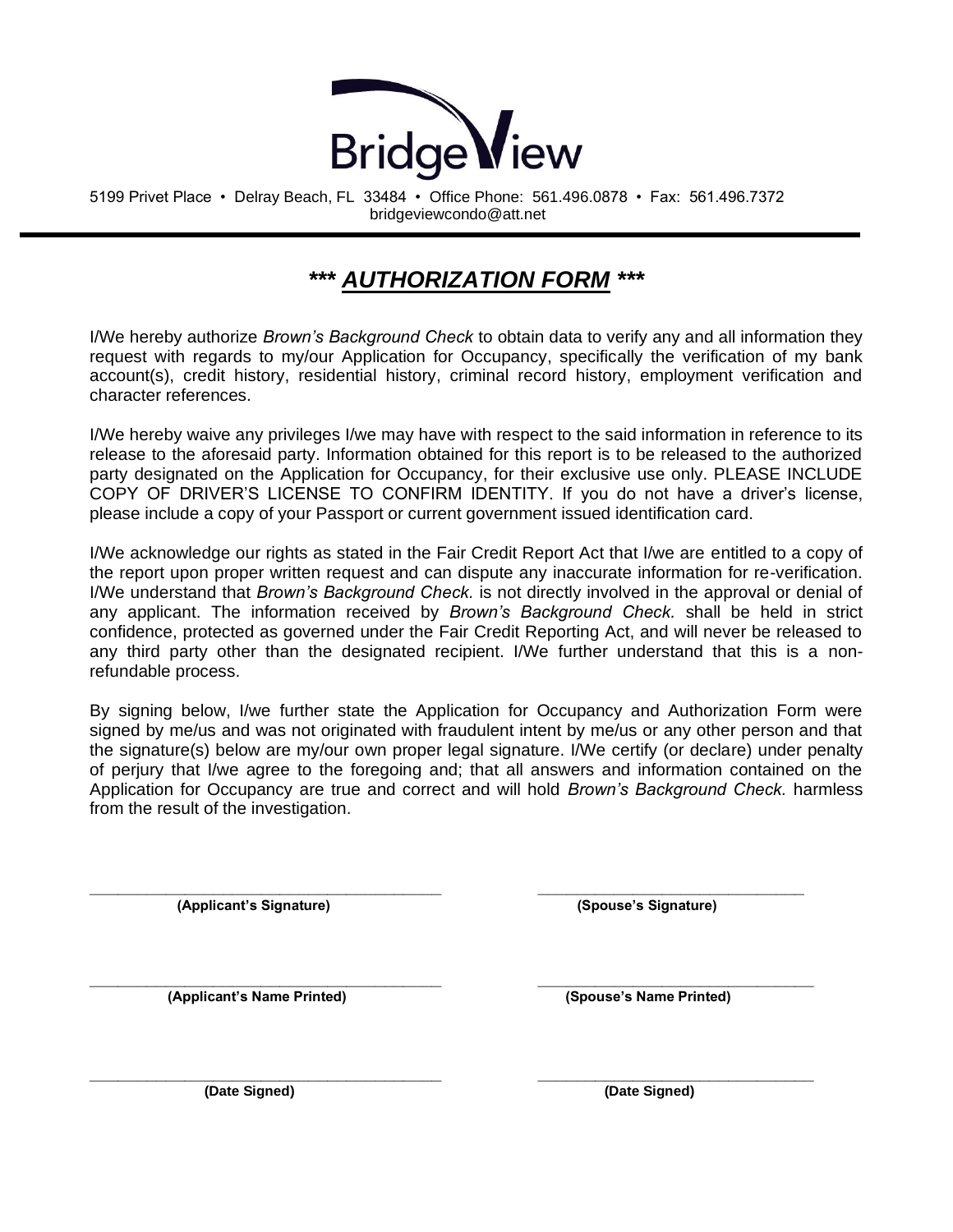BridgeView

5199 Privet Place • Delray Beach, FL 33484 • Office Phone: 561.496.0878 • Fax: 561.496.7372
bridgeviewcondo@att.net

---

# *** AUTHORIZATION FORM ***

I/We hereby authorize *Brown's Background Check* to obtain data to verify any and all information they request with regards to my/our Application for Occupancy, specifically the verification of my bank account(s), credit history, residential history, criminal record history, employment verification and character references.

I/We hereby waive any privileges I/we may have with respect to the said information in reference to its release to the aforesaid party. Information obtained for this report is to be released to the authorized party designated on the Application for Occupancy, for their exclusive use only. PLEASE INCLUDE COPY OF DRIVER'S LICENSE TO CONFIRM IDENTITY. If you do not have a driver's license, please include a copy of your Passport or current government issued identification card.

I/We acknowledge our rights as stated in the Fair Credit Report Act that I/we are entitled to a copy of the report upon proper written request and can dispute any inaccurate information for re-verification. I/We understand that *Brown's Background Check.* is not directly involved in the approval or denial of any applicant. The information received by *Brown's Background Check.* shall be held in strict confidence, protected as governed under the Fair Credit Reporting Act, and will never be released to any third party other than the designated recipient. I/We further understand that this is a non-refundable process.

By signing below, I/we further state the Application for Occupancy and Authorization Form were signed by me/us and was not originated with fraudulent intent by me/us or any other person and that the signature(s) below are my/our own proper legal signature. I/We certify (or declare) under penalty of perjury that I/we agree to the foregoing and; that all answers and information contained on the Application for Occupancy are true and correct and will hold *Brown's Background Check.* harmless from the result of the investigation.

| | |
|---|---|
| ______________________________ | ______________________________ |
| **(Applicant's Signature)** | **(Spouse's Signature)** |
| ______________________________ | ______________________________ |
| **(Applicant's Name Printed)** | **(Spouse's Name Printed)** |
| ______________________________ | ______________________________ |
| **(Date Signed)** | **(Date Signed)** |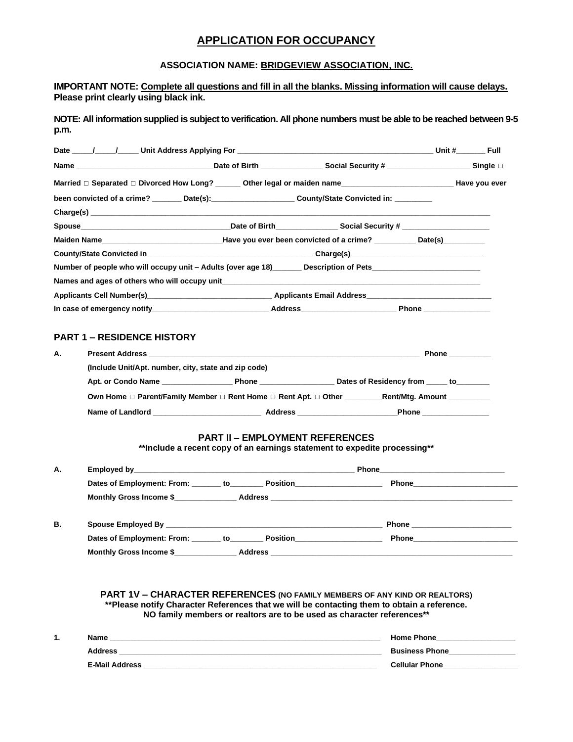# APPLICATION FOR OCCUPANCY

### ASSOCIATION NAME: BRIDGEVIEW ASSOCIATION, INC.

**IMPORTANT NOTE: Complete all questions and fill in all the blanks. Missing information will cause delays. Please print clearly using black ink.**

**NOTE: All information supplied is subject to verification. All phone numbers must be able to be reached between 9-5 p.m.**

**Date \_\_\_\_\_/\_\_\_\_\_/\_\_\_\_\_ Unit Address Applying For \_\_\_\_\_\_\_\_\_\_\_\_\_\_\_\_\_\_\_\_\_\_\_\_\_\_\_\_\_\_\_\_\_\_\_\_\_\_\_\_\_\_ Unit #\_\_\_\_\_\_\_ Full**

**Name \_\_\_\_\_\_\_\_\_\_\_\_\_\_\_\_\_\_\_\_\_\_\_\_\_\_\_\_\_\_Date of Birth \_\_\_\_\_\_\_\_\_\_\_\_\_\_ Social Security # \_\_\_\_\_\_\_\_\_\_\_\_\_\_\_\_\_\_ Single □**

**Married □ Separated □ Divorced How Long? \_\_\_\_\_\_ Other legal or maiden name\_\_\_\_\_\_\_\_\_\_\_\_\_\_\_\_\_\_\_\_\_\_\_\_ Have you ever been convicted of a crime? \_\_\_\_\_\_\_ Date(s):\_\_\_\_\_\_\_\_\_\_\_\_\_\_\_\_\_\_ County/State Convicted in: \_\_\_\_\_\_\_\_\_**

**Charge(s) \_\_\_\_\_\_\_\_\_\_\_\_\_\_\_\_\_\_\_\_\_\_\_\_\_\_\_\_\_\_\_\_\_\_\_\_\_\_\_\_\_\_\_\_\_\_\_\_\_\_\_\_\_\_\_\_\_\_\_\_\_\_\_\_\_\_\_\_\_\_\_\_\_\_\_\_\_\_\_\_\_\_\_\_\_\_**

**Spouse\_\_\_\_\_\_\_\_\_\_\_\_\_\_\_\_\_\_\_\_\_\_\_\_\_\_\_\_\_\_\_\_\_Date of Birth\_\_\_\_\_\_\_\_\_\_\_\_\_\_ Social Security # \_\_\_\_\_\_\_\_\_\_\_\_\_\_\_\_\_\_\_\_**

**Maiden Name\_\_\_\_\_\_\_\_\_\_\_\_\_\_\_\_\_\_\_\_\_\_\_\_\_\_\_Have you ever been convicted of a crime? \_\_\_\_\_\_\_\_\_\_ Date(s)\_\_\_\_\_\_\_\_\_\_**

**County/State Convicted in\_\_\_\_\_\_\_\_\_\_\_\_\_\_\_\_\_\_\_\_\_\_\_\_\_\_\_\_\_\_\_\_\_\_\_\_\_\_ Charge(s)\_\_\_\_\_\_\_\_\_\_\_\_\_\_\_\_\_\_\_\_\_\_\_\_\_\_\_\_\_\_\_**

**Number of people who will occupy unit – Adults (over age 18)\_\_\_\_\_\_\_ Description of Pets\_\_\_\_\_\_\_\_\_\_\_\_\_\_\_\_\_\_\_\_\_\_\_\_\_**

**Names and ages of others who will occupy unit\_\_\_\_\_\_\_\_\_\_\_\_\_\_\_\_\_\_\_\_\_\_\_\_\_\_\_\_\_\_\_\_\_\_\_\_\_\_\_\_\_\_\_\_\_\_\_\_\_\_\_\_\_\_\_\_\_\_\_\_**

**Applicants Cell Number(s)\_\_\_\_\_\_\_\_\_\_\_\_\_\_\_\_\_\_\_\_\_\_\_\_\_\_\_\_ Applicants Email Address\_\_\_\_\_\_\_\_\_\_\_\_\_\_\_\_\_\_\_\_\_\_\_\_\_\_\_\_**

**In case of emergency notify\_\_\_\_\_\_\_\_\_\_\_\_\_\_\_\_\_\_\_\_\_\_\_\_\_\_ Address\_\_\_\_\_\_\_\_\_\_\_\_\_\_\_\_\_\_\_\_\_\_ Phone \_\_\_\_\_\_\_\_\_\_\_\_\_\_\_\_**

## PART 1 – RESIDENCE HISTORY

**A.** **Present Address \_\_\_\_\_\_\_\_\_\_\_\_\_\_\_\_\_\_\_\_\_\_\_\_\_\_\_\_\_\_\_\_\_\_\_\_\_\_\_\_\_\_\_\_\_\_\_\_\_\_\_\_\_\_\_\_\_\_\_\_\_\_\_\_\_ Phone \_\_\_\_\_\_\_\_\_\_**

**(Include Unit/Apt. number, city, state and zip code)**

**Apt. or Condo Name \_\_\_\_\_\_\_\_\_\_\_\_\_\_\_\_\_ Phone \_\_\_\_\_\_\_\_\_\_\_\_\_\_\_\_\_\_ Dates of Residency from \_\_\_\_\_ to\_\_\_\_\_\_\_\_**

**Own Home □ Parent/Family Member □ Rent Home □ Rent Apt. □ Other \_\_\_\_\_\_\_\_\_Rent/Mtg. Amount \_\_\_\_\_\_\_\_\_\_**

**Name of Landlord \_\_\_\_\_\_\_\_\_\_\_\_\_\_\_\_\_\_\_\_\_\_\_\_\_\_ Address \_\_\_\_\_\_\_\_\_\_\_\_\_\_\_\_\_\_\_\_\_\_\_\_Phone \_\_\_\_\_\_\_\_\_\_\_\_\_\_\_\_**

## PART II – EMPLOYMENT REFERENCES

**\*\*Include a recent copy of an earnings statement to expedite processing\*\***

**A.** **Employed by\_\_\_\_\_\_\_\_\_\_\_\_\_\_\_\_\_\_\_\_\_\_\_\_\_\_\_\_\_\_\_\_\_\_\_\_\_\_\_\_\_\_\_\_\_\_\_\_\_\_\_\_\_ Phone\_\_\_\_\_\_\_\_\_\_\_\_\_\_\_\_\_\_\_\_\_\_\_\_\_\_\_\_\_\_**

**Dates of Employment: From: \_\_\_\_\_\_\_ to\_\_\_\_\_\_\_\_ Position\_\_\_\_\_\_\_\_\_\_\_\_\_\_\_\_\_\_\_\_\_ Phone\_\_\_\_\_\_\_\_\_\_\_\_\_\_\_\_\_\_\_\_\_\_\_\_\_**

**Monthly Gross Income $\_\_\_\_\_\_\_\_\_\_\_\_\_\_\_ Address \_\_\_\_\_\_\_\_\_\_\_\_\_\_\_\_\_\_\_\_\_\_\_\_\_\_\_\_\_\_\_\_\_\_\_\_\_\_\_\_\_\_\_\_\_\_\_\_\_\_\_\_\_\_\_\_\_\_**

**B.** **Spouse Employed By \_\_\_\_\_\_\_\_\_\_\_\_\_\_\_\_\_\_\_\_\_\_\_\_\_\_\_\_\_\_\_\_\_\_\_\_\_\_\_\_\_\_\_\_\_\_\_\_\_\_\_\_\_ Phone \_\_\_\_\_\_\_\_\_\_\_\_\_\_\_\_\_\_\_\_\_\_\_\_**

**Dates of Employment: From: \_\_\_\_\_\_\_ to\_\_\_\_\_\_\_\_ Position\_\_\_\_\_\_\_\_\_\_\_\_\_\_\_\_\_\_\_\_\_ Phone\_\_\_\_\_\_\_\_\_\_\_\_\_\_\_\_\_\_\_\_\_\_\_\_\_**

**Monthly Gross Income $\_\_\_\_\_\_\_\_\_\_\_\_\_\_\_ Address \_\_\_\_\_\_\_\_\_\_\_\_\_\_\_\_\_\_\_\_\_\_\_\_\_\_\_\_\_\_\_\_\_\_\_\_\_\_\_\_\_\_\_\_\_\_\_\_\_\_\_\_\_\_\_\_\_\_**

## PART 1V – CHARACTER REFERENCES (NO FAMILY MEMBERS OF ANY KIND OR REALTORS)

**\*\*Please notify Character References that we will be contacting them to obtain a reference. NO family members or realtors are to be used as character references\*\***

**1.** **Name \_\_\_\_\_\_\_\_\_\_\_\_\_\_\_\_\_\_\_\_\_\_\_\_\_\_\_\_\_\_\_\_\_\_\_\_\_\_\_\_\_\_\_\_\_\_\_\_\_\_\_\_\_\_\_\_\_\_\_\_\_\_\_\_\_\_ Home Phone\_\_\_\_\_\_\_\_\_\_\_\_\_\_\_\_\_\_\_**

**Address \_\_\_\_\_\_\_\_\_\_\_\_\_\_\_\_\_\_\_\_\_\_\_\_\_\_\_\_\_\_\_\_\_\_\_\_\_\_\_\_\_\_\_\_\_\_\_\_\_\_\_\_\_\_\_\_\_\_\_\_\_\_\_\_ Business Phone\_\_\_\_\_\_\_\_\_\_\_\_\_\_\_\_**

**E-Mail Address \_\_\_\_\_\_\_\_\_\_\_\_\_\_\_\_\_\_\_\_\_\_\_\_\_\_\_\_\_\_\_\_\_\_\_\_\_\_\_\_\_\_\_\_\_\_\_\_\_\_\_\_\_\_\_\_\_ Cellular Phone\_\_\_\_\_\_\_\_\_\_\_\_\_\_\_\_\_\_**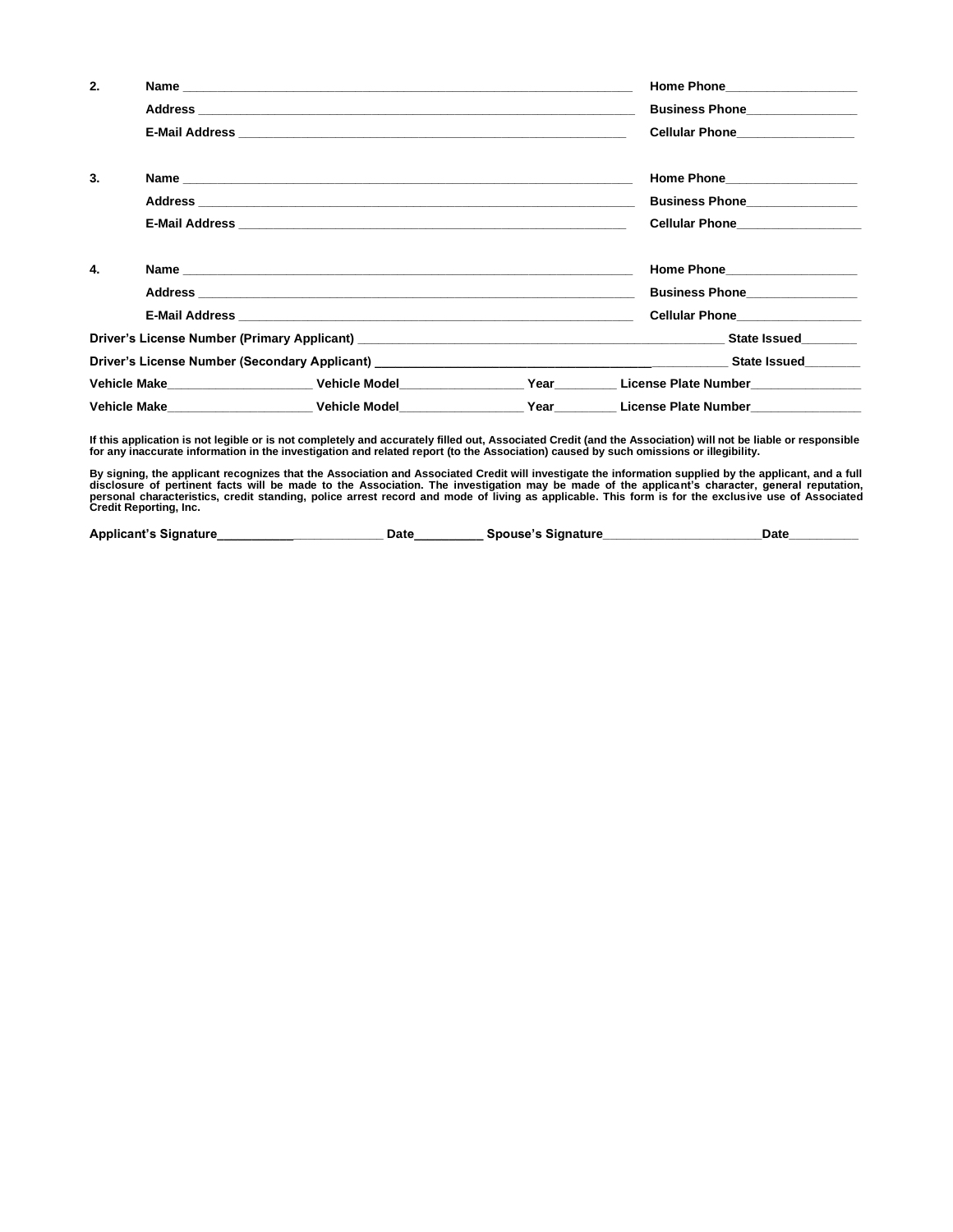2. **Name** ______________________________________________ **Home Phone**__________________
   **Address** ______________________________________________ **Business Phone**_______________
   **E-Mail Address** _________________________________________ **Cellular Phone**________________

3. **Name** ______________________________________________ **Home Phone**__________________
   **Address** ______________________________________________ **Business Phone**_______________
   **E-Mail Address** _________________________________________ **Cellular Phone**_________________

4. **Name** ______________________________________________ **Home Phone**__________________
   **Address** ______________________________________________ **Business Phone**_______________
   **E-Mail Address** ___________________________________________ **Cellular Phone**_________________

**Driver's License Number (Primary Applicant)** ________________________________________ **State Issued**________

**Driver's License Number (Secondary Applicant)** ______________________________________ **State Issued**________

**Vehicle Make**____________________ **Vehicle Model**_________________ **Year**_________ **License Plate Number**_______________

**Vehicle Make**____________________ **Vehicle Model**_________________ **Year**_________ **License Plate Number**_______________

**If this application is not legible or is not completely and accurately filled out, Associated Credit (and the Association) will not be liable or responsible for any inaccurate information in the investigation and related report (to the Association) caused by such omissions or illegibility.**

**By signing, the applicant recognizes that the Association and Associated Credit will investigate the information supplied by the applicant, and a full disclosure of pertinent facts will be made to the Association. The investigation may be made of the applicant's character, general reputation, personal characteristics, credit standing, police arrest record and mode of living as applicable. This form is for the exclusive use of Associated Credit Reporting, Inc.**

**Applicant's Signature**________________________ **Date**__________ **Spouse's Signature**______________________**Date**__________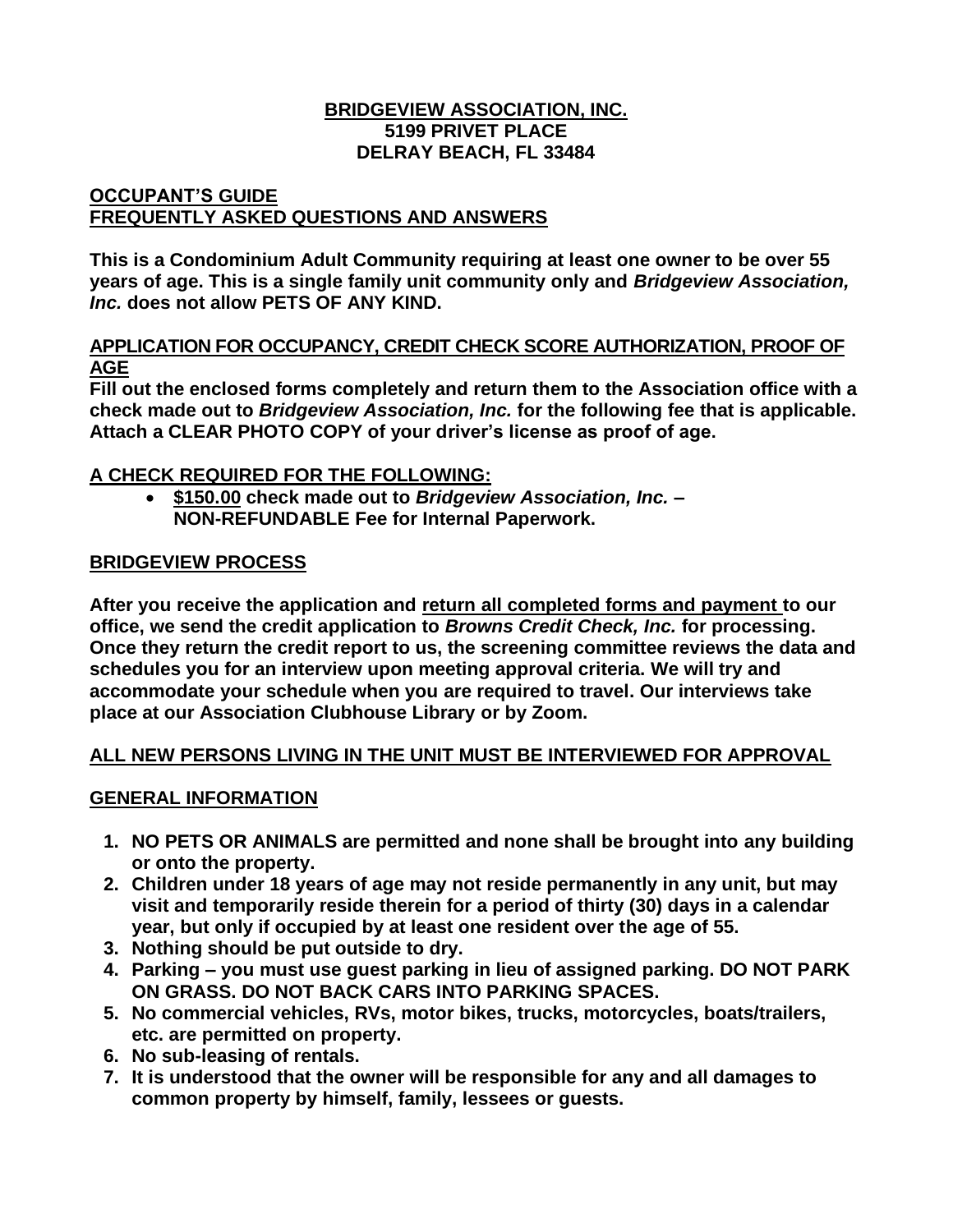**BRIDGEVIEW ASSOCIATION, INC.**
**5199 PRIVET PLACE**
**DELRAY BEACH, FL 33484**

## OCCUPANT'S GUIDE
## FREQUENTLY ASKED QUESTIONS AND ANSWERS

**This is a Condominium Adult Community requiring at least one owner to be over 55 years of age. This is a single family unit community only and *Bridgeview Association, Inc.* does not allow PETS OF ANY KIND.**

### APPLICATION FOR OCCUPANCY, CREDIT CHECK SCORE AUTHORIZATION, PROOF OF AGE

**Fill out the enclosed forms completely and return them to the Association office with a check made out to *Bridgeview Association, Inc.* for the following fee that is applicable. Attach a CLEAR PHOTO COPY of your driver's license as proof of age.**

### A CHECK REQUIRED FOR THE FOLLOWING:

- **<u>$150.00</u> check made out to *Bridgeview Association, Inc.* – NON-REFUNDABLE Fee for Internal Paperwork.**

### BRIDGEVIEW PROCESS

**After you receive the application and <u>return all completed forms and payment</u> to our office, we send the credit application to *Browns Credit Check, Inc.* for processing. Once they return the credit report to us, the screening committee reviews the data and schedules you for an interview upon meeting approval criteria. We will try and accommodate your schedule when you are required to travel. Our interviews take place at our Association Clubhouse Library or by Zoom.**

### ALL NEW PERSONS LIVING IN THE UNIT MUST BE INTERVIEWED FOR APPROVAL

### GENERAL INFORMATION

1. **NO PETS OR ANIMALS are permitted and none shall be brought into any building or onto the property.**
2. **Children under 18 years of age may not reside permanently in any unit, but may visit and temporarily reside therein for a period of thirty (30) days in a calendar year, but only if occupied by at least one resident over the age of 55.**
3. **Nothing should be put outside to dry.**
4. **Parking – you must use guest parking in lieu of assigned parking. DO NOT PARK ON GRASS. DO NOT BACK CARS INTO PARKING SPACES.**
5. **No commercial vehicles, RVs, motor bikes, trucks, motorcycles, boats/trailers, etc. are permitted on property.**
6. **No sub-leasing of rentals.**
7. **It is understood that the owner will be responsible for any and all damages to common property by himself, family, lessees or guests.**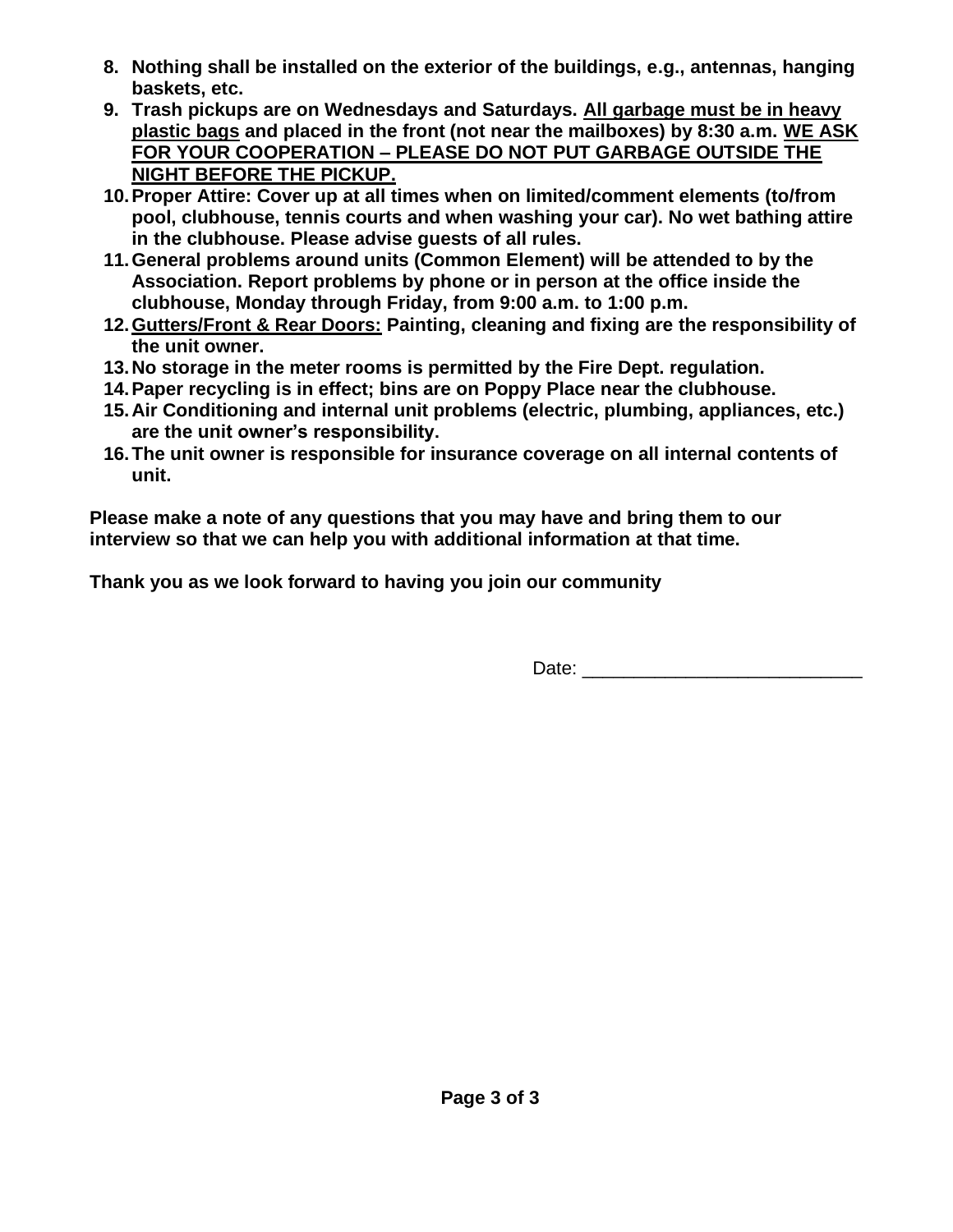8. **Nothing shall be installed on the exterior of the buildings, e.g., antennas, hanging baskets, etc.**
9. **Trash pickups are on Wednesdays and Saturdays. <u>All garbage must be in heavy plastic bags</u> and placed in the front (not near the mailboxes) by 8:30 a.m. <u>WE ASK FOR YOUR COOPERATION – PLEASE DO NOT PUT GARBAGE OUTSIDE THE NIGHT BEFORE THE PICKUP.</u>**
10. **Proper Attire: Cover up at all times when on limited/comment elements (to/from pool, clubhouse, tennis courts and when washing your car). No wet bathing attire in the clubhouse. Please advise guests of all rules.**
11. **General problems around units (Common Element) will be attended to by the Association. Report problems by phone or in person at the office inside the clubhouse, Monday through Friday, from 9:00 a.m. to 1:00 p.m.**
12. **<u>Gutters/Front & Rear Doors:</u> Painting, cleaning and fixing are the responsibility of the unit owner.**
13. **No storage in the meter rooms is permitted by the Fire Dept. regulation.**
14. **Paper recycling is in effect; bins are on Poppy Place near the clubhouse.**
15. **Air Conditioning and internal unit problems (electric, plumbing, appliances, etc.) are the unit owner's responsibility.**
16. **The unit owner is responsible for insurance coverage on all internal contents of unit.**

**Please make a note of any questions that you may have and bring them to our interview so that we can help you with additional information at that time.**

**Thank you as we look forward to having you join our community**

Date: ___________________________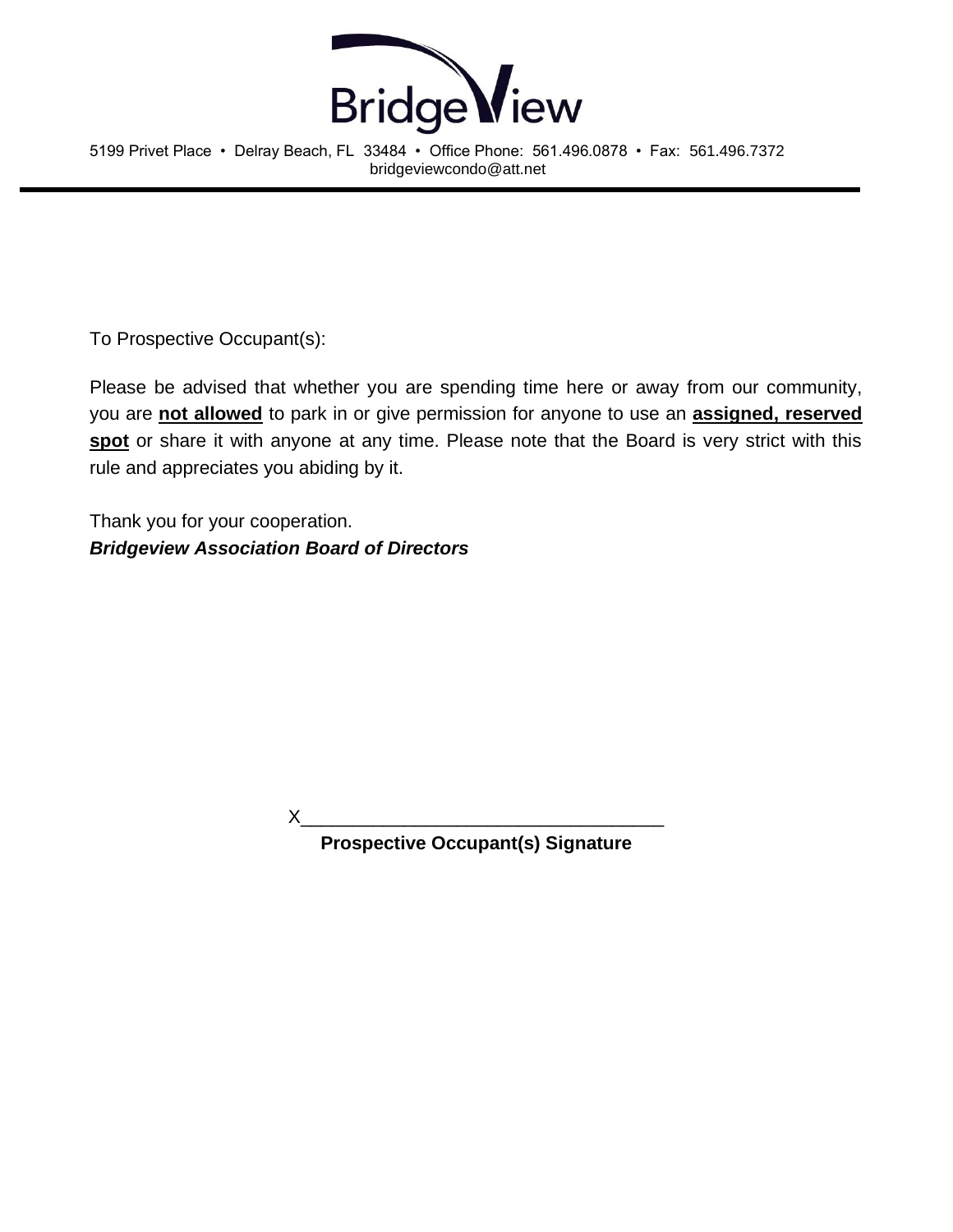BridgeView

5199 Privet Place • Delray Beach, FL 33484 • Office Phone: 561.496.0878 • Fax: 561.496.7372
bridgeviewcondo@att.net

---

To Prospective Occupant(s):

Please be advised that whether you are spending time here or away from our community, you are **not allowed** to park in or give permission for anyone to use an **assigned, reserved spot** or share it with anyone at any time. Please note that the Board is very strict with this rule and appreciates you abiding by it.

Thank you for your cooperation.
***Bridgeview Association Board of Directors***

X_________________________________
**Prospective Occupant(s) Signature**